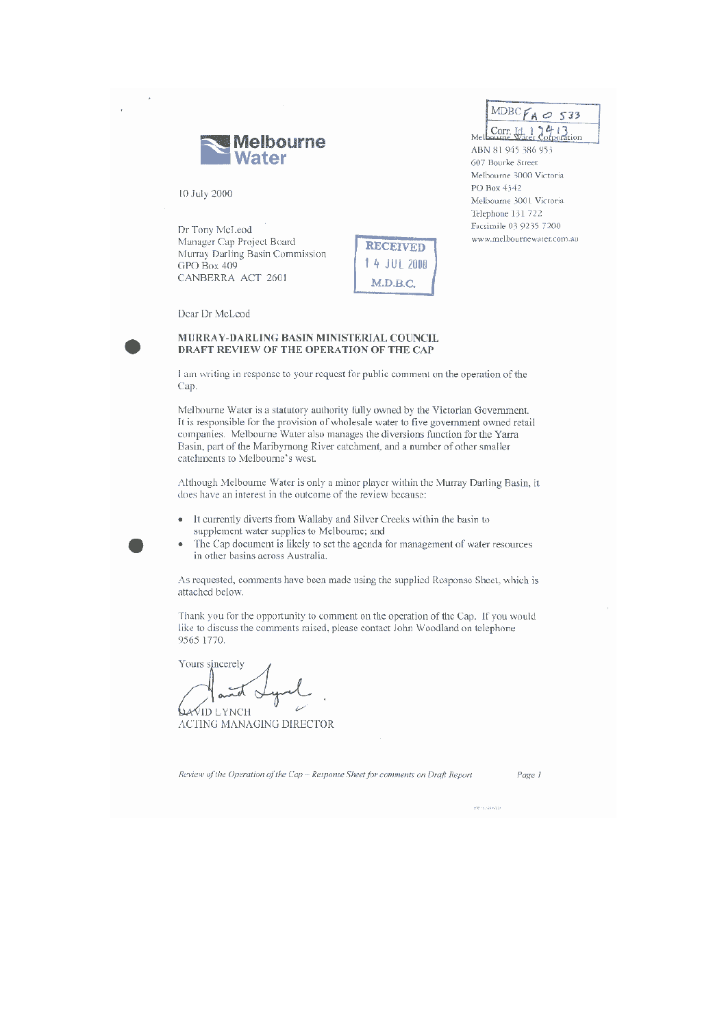Melbourne Water

MDBC FA 0 533
Corr. Id. 12413

Melbourne Water Corporation
ABN 81 945 386 953
607 Bourke Street
Melbourne 3000 Victoria
PO Box 4342
Melbourne 3001 Victoria
Telephone 131 722
Facsimile 03 9235 7200
www.melbournewater.com.au

10 July 2000

RECEIVED
14 JUL 2000
M.D.B.C.

Dr Tony McLeod
Manager Cap Project Board
Murray Darling Basin Commission
GPO Box 409
CANBERRA ACT 2601

Dear Dr McLeod

**MURRAY-DARLING BASIN MINISTERIAL COUNCIL**
**DRAFT REVIEW OF THE OPERATION OF THE CAP**

I am writing in response to your request for public comment on the operation of the Cap.

Melbourne Water is a statutory authority fully owned by the Victorian Government. It is responsible for the provision of wholesale water to five government owned retail companies. Melbourne Water also manages the diversions function for the Yarra Basin, part of the Maribyrnong River catchment, and a number of other smaller catchments to Melbourne's west.

Although Melbourne Water is only a minor player within the Murray Darling Basin, it does have an interest in the outcome of the review because:

- It currently diverts from Wallaby and Silver Creeks within the basin to supplement water supplies to Melbourne; and
- The Cap document is likely to set the agenda for management of water resources in other basins across Australia.

As requested, comments have been made using the supplied Response Sheet, which is attached below.

Thank you for the opportunity to comment on the operation of the Cap. If you would like to discuss the comments raised, please contact John Woodland on telephone 9565 1770.

Yours sincerely

DAVID LYNCH
ACTING MANAGING DIRECTOR

*Review of the Operation of the Cap – Response Sheet for comments on Draft Report*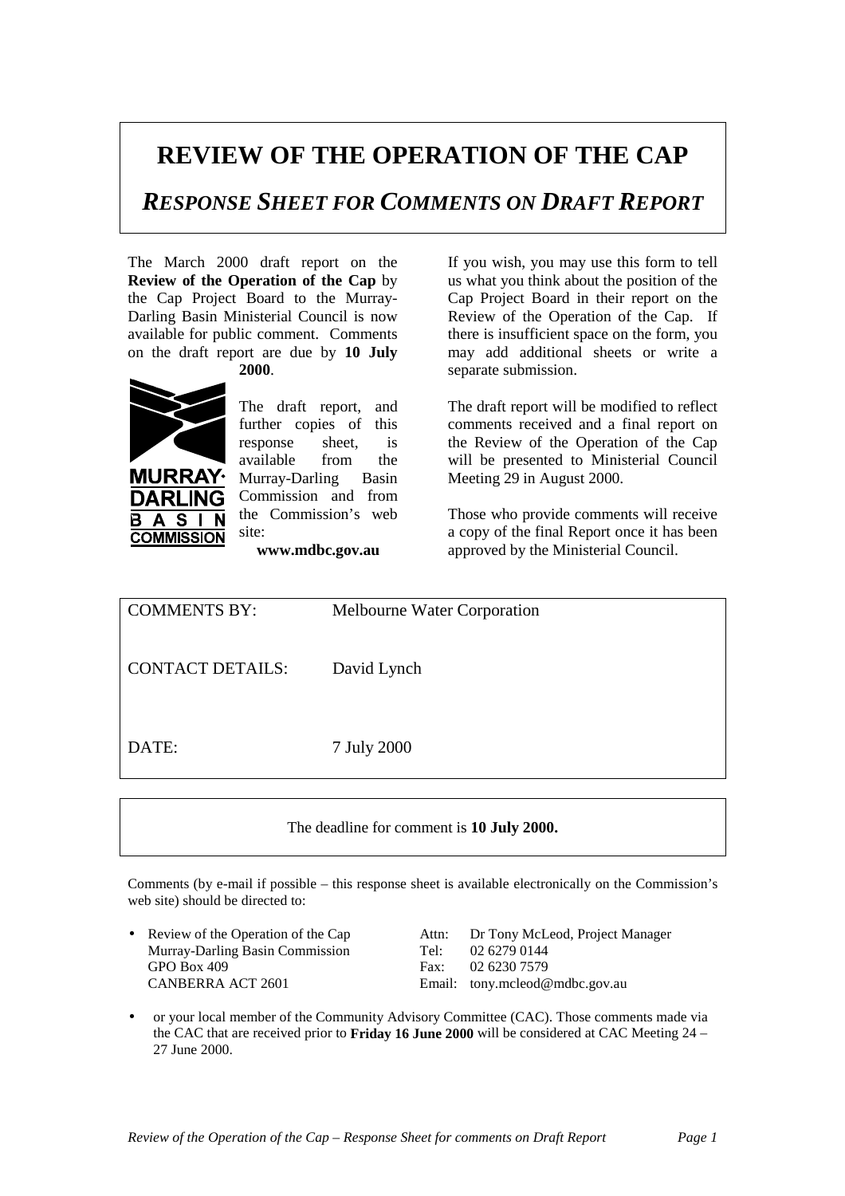# REVIEW OF THE OPERATION OF THE CAP

## *RESPONSE SHEET FOR COMMENTS ON DRAFT REPORT*

The March 2000 draft report on the **Review of the Operation of the Cap** by the Cap Project Board to the Murray-Darling Basin Ministerial Council is now available for public comment. Comments on the draft report are due by **10 July 2000**.

MURRAY-DARLING BASIN COMMISSION

The draft report, and further copies of this response sheet, is available from the Murray-Darling Basin Commission and from the Commission's web site:

**www.mdbc.gov.au**

If you wish, you may use this form to tell us what you think about the position of the Cap Project Board in their report on the Review of the Operation of the Cap. If there is insufficient space on the form, you may add additional sheets or write a separate submission.

The draft report will be modified to reflect comments received and a final report on the Review of the Operation of the Cap will be presented to Ministerial Council Meeting 29 in August 2000.

Those who provide comments will receive a copy of the final Report once it has been approved by the Ministerial Council.

| | |
|---|---|
| COMMENTS BY: | Melbourne Water Corporation |
| CONTACT DETAILS: | David Lynch |
| DATE: | 7 July 2000 |

The deadline for comment is **10 July 2000.**

Comments (by e-mail if possible – this response sheet is available electronically on the Commission's web site) should be directed to:

- Review of the Operation of the Cap
  Murray-Darling Basin Commission
  GPO Box 409
  CANBERRA ACT 2601

  Attn: Dr Tony McLeod, Project Manager
  Tel: 02 6279 0144
  Fax: 02 6230 7579
  Email: tony.mcleod@mdbc.gov.au

- or your local member of the Community Advisory Committee (CAC). Those comments made via the CAC that are received prior to **Friday 16 June 2000** will be considered at CAC Meeting 24 – 27 June 2000.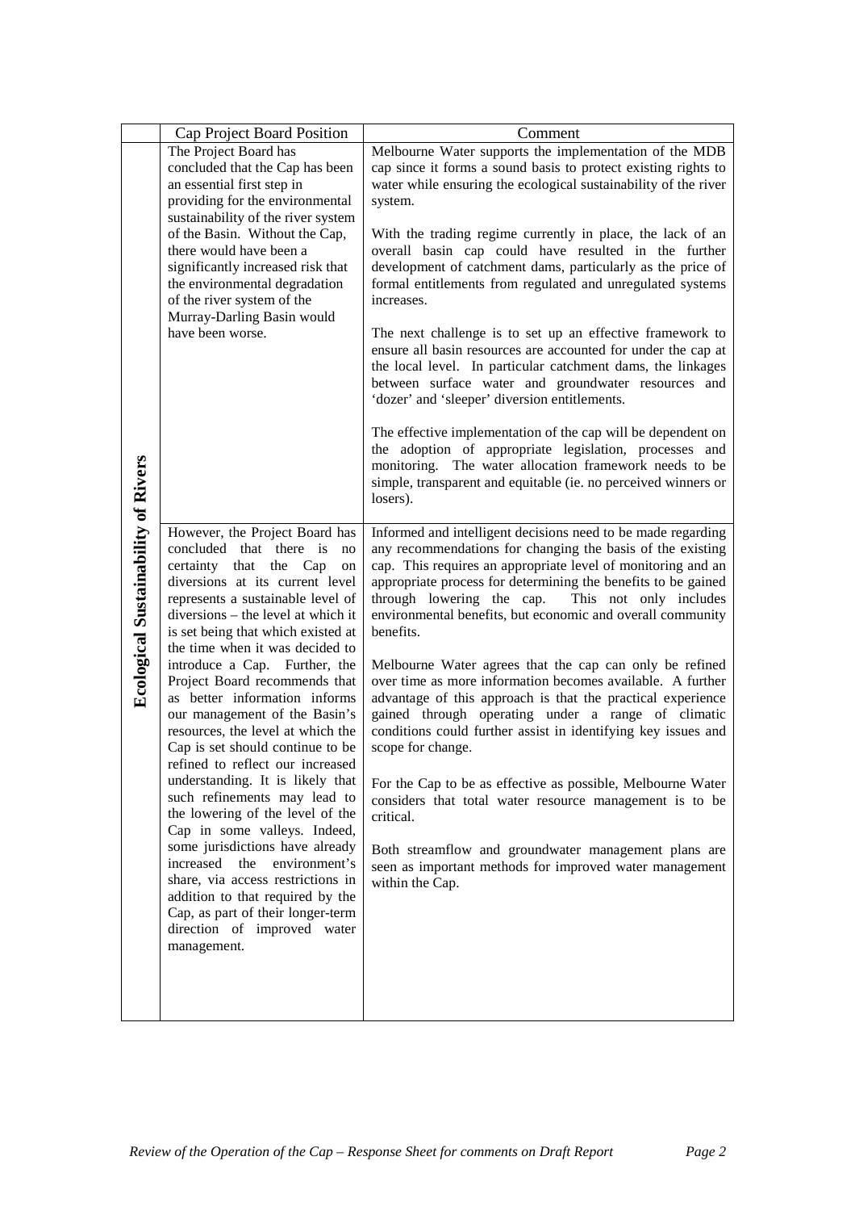|  | Cap Project Board Position | Comment |
|---|---|---|
| **Ecological Sustainability of Rivers** | The Project Board has concluded that the Cap has been an essential first step in providing for the environmental sustainability of the river system of the Basin. Without the Cap, there would have been a significantly increased risk that the environmental degradation of the river system of the Murray-Darling Basin would have been worse. | Melbourne Water supports the implementation of the MDB cap since it forms a sound basis to protect existing rights to water while ensuring the ecological sustainability of the river system.<br><br>With the trading regime currently in place, the lack of an overall basin cap could have resulted in the further development of catchment dams, particularly as the price of formal entitlements from regulated and unregulated systems increases.<br><br>The next challenge is to set up an effective framework to ensure all basin resources are accounted for under the cap at the local level. In particular catchment dams, the linkages between surface water and groundwater resources and 'dozer' and 'sleeper' diversion entitlements.<br><br>The effective implementation of the cap will be dependent on the adoption of appropriate legislation, processes and monitoring. The water allocation framework needs to be simple, transparent and equitable (ie. no perceived winners or losers). |
|  | However, the Project Board has concluded that there is no certainty that the Cap on diversions at its current level represents a sustainable level of diversions – the level at which it is set being that which existed at the time when it was decided to introduce a Cap. Further, the Project Board recommends that as better information informs our management of the Basin's resources, the level at which the Cap is set should continue to be refined to reflect our increased understanding. It is likely that such refinements may lead to the lowering of the level of the Cap in some valleys. Indeed, some jurisdictions have already increased the environment's share, via access restrictions in addition to that required by the Cap, as part of their longer-term direction of improved water management. | Informed and intelligent decisions need to be made regarding any recommendations for changing the basis of the existing cap. This requires an appropriate level of monitoring and an appropriate process for determining the benefits to be gained through lowering the cap. This not only includes environmental benefits, but economic and overall community benefits.<br><br>Melbourne Water agrees that the cap can only be refined over time as more information becomes available. A further advantage of this approach is that the practical experience gained through operating under a range of climatic conditions could further assist in identifying key issues and scope for change.<br><br>For the Cap to be as effective as possible, Melbourne Water considers that total water resource management is to be critical.<br><br>Both streamflow and groundwater management plans are seen as important methods for improved water management within the Cap. |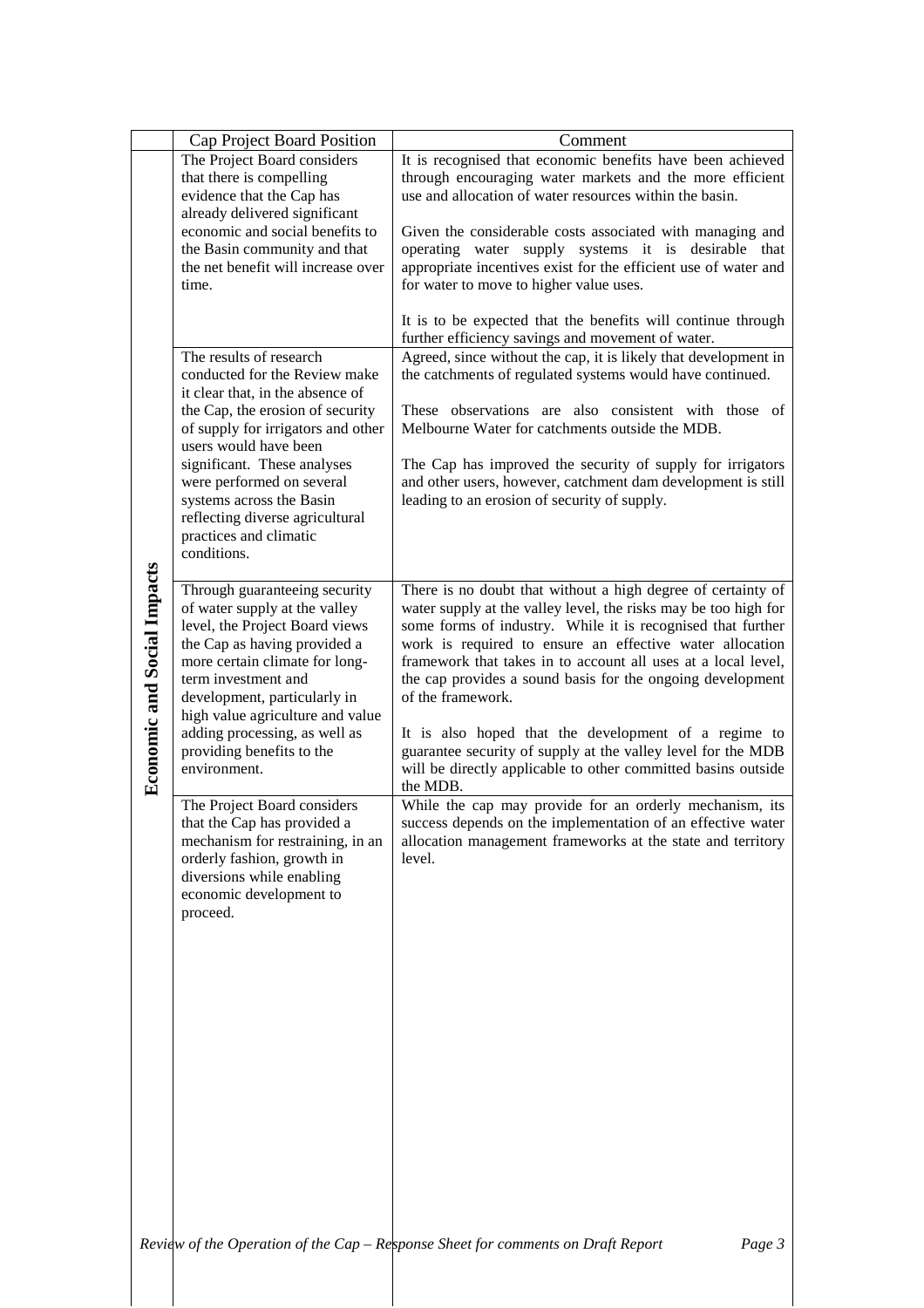|  | Cap Project Board Position | Comment |
|---|---|---|
| **Economic and Social Impacts** | The Project Board considers that there is compelling evidence that the Cap has already delivered significant economic and social benefits to the Basin community and that the net benefit will increase over time. | It is recognised that economic benefits have been achieved through encouraging water markets and the more efficient use and allocation of water resources within the basin.<br><br>Given the considerable costs associated with managing and operating water supply systems it is desirable that appropriate incentives exist for the efficient use of water and for water to move to higher value uses.<br><br>It is to be expected that the benefits will continue through further efficiency savings and movement of water. |
|  | The results of research conducted for the Review make it clear that, in the absence of the Cap, the erosion of security of supply for irrigators and other users would have been significant. These analyses were performed on several systems across the Basin reflecting diverse agricultural practices and climatic conditions. | Agreed, since without the cap, it is likely that development in the catchments of regulated systems would have continued.<br><br>These observations are also consistent with those of Melbourne Water for catchments outside the MDB.<br><br>The Cap has improved the security of supply for irrigators and other users, however, catchment dam development is still leading to an erosion of security of supply. |
|  | Through guaranteeing security of water supply at the valley level, the Project Board views the Cap as having provided a more certain climate for long-term investment and development, particularly in high value agriculture and value adding processing, as well as providing benefits to the environment. | There is no doubt that without a high degree of certainty of water supply at the valley level, the risks may be too high for some forms of industry. While it is recognised that further work is required to ensure an effective water allocation framework that takes in to account all uses at a local level, the cap provides a sound basis for the ongoing development of the framework.<br><br>It is also hoped that the development of a regime to guarantee security of supply at the valley level for the MDB will be directly applicable to other committed basins outside the MDB. |
|  | The Project Board considers that the Cap has provided a mechanism for restraining, in an orderly fashion, growth in diversions while enabling economic development to proceed. | While the cap may provide for an orderly mechanism, its success depends on the implementation of an effective water allocation management frameworks at the state and territory level. |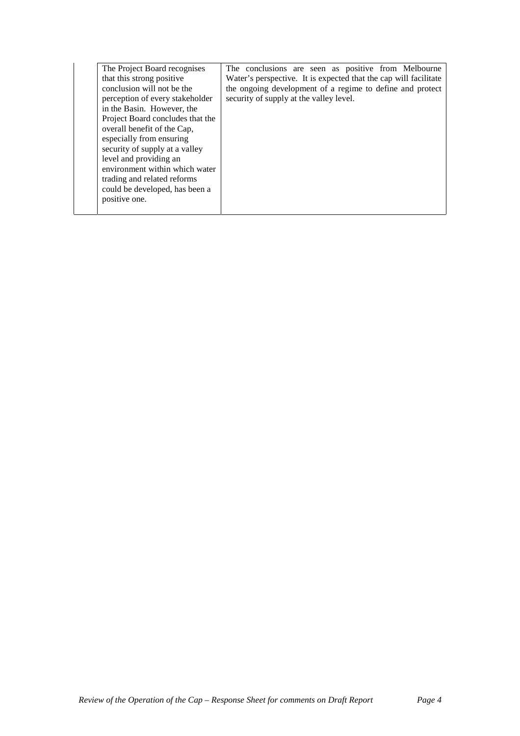|  | The Project Board recognises that this strong positive conclusion will not be the perception of every stakeholder in the Basin. However, the Project Board concludes that the overall benefit of the Cap, especially from ensuring security of supply at a valley level and providing an environment within which water trading and related reforms could be developed, has been a positive one. | The conclusions are seen as positive from Melbourne Water's perspective. It is expected that the cap will facilitate the ongoing development of a regime to define and protect security of supply at the valley level. |
|---|---|---|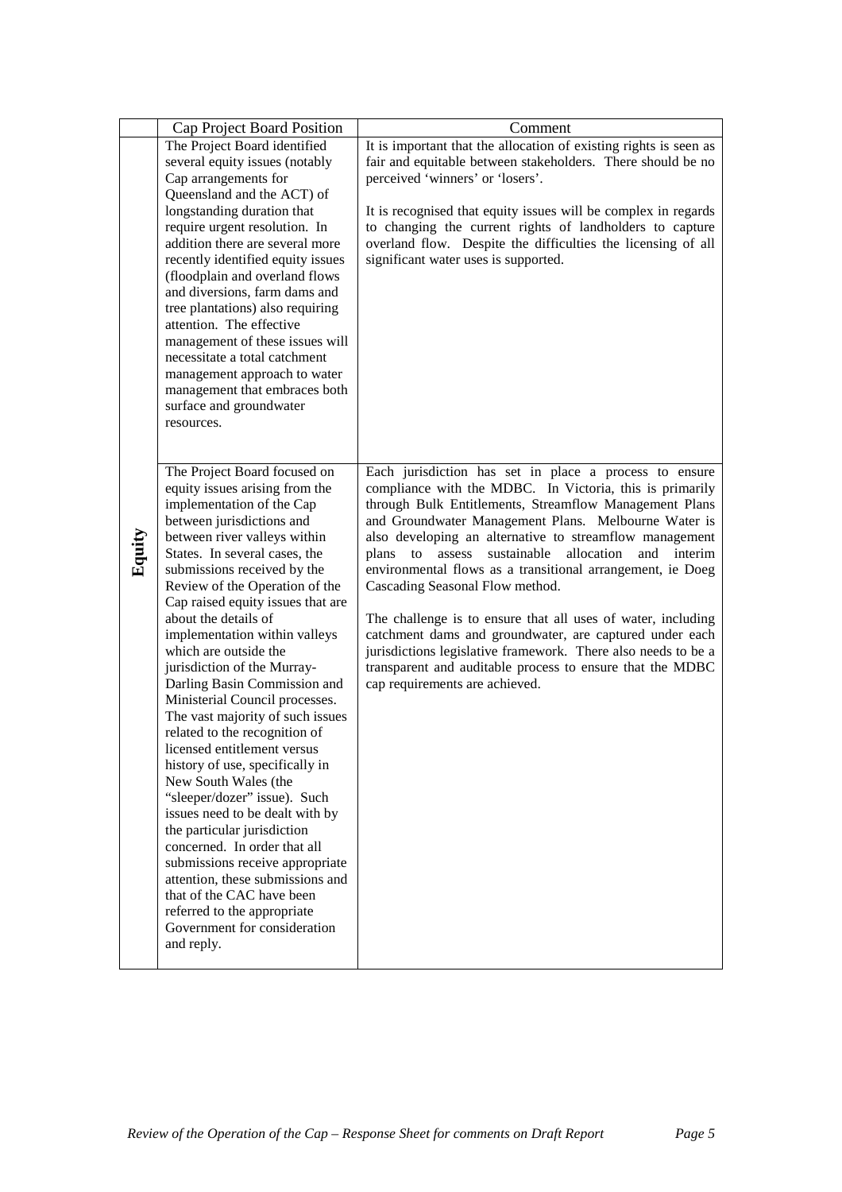| | Cap Project Board Position | Comment |
|---|---|---|
| Equity | The Project Board identified several equity issues (notably Cap arrangements for Queensland and the ACT) of longstanding duration that require urgent resolution. In addition there are several more recently identified equity issues (floodplain and overland flows and diversions, farm dams and tree plantations) also requiring attention. The effective management of these issues will necessitate a total catchment management approach to water management that embraces both surface and groundwater resources. | It is important that the allocation of existing rights is seen as fair and equitable between stakeholders. There should be no perceived 'winners' or 'losers'.<br><br>It is recognised that equity issues will be complex in regards to changing the current rights of landholders to capture overland flow. Despite the difficulties the licensing of all significant water uses is supported. |
| | The Project Board focused on equity issues arising from the implementation of the Cap between jurisdictions and between river valleys within States. In several cases, the submissions received by the Review of the Operation of the Cap raised equity issues that are about the details of implementation within valleys which are outside the jurisdiction of the Murray-Darling Basin Commission and Ministerial Council processes. The vast majority of such issues related to the recognition of licensed entitlement versus history of use, specifically in New South Wales (the "sleeper/dozer" issue). Such issues need to be dealt with by the particular jurisdiction concerned. In order that all submissions receive appropriate attention, these submissions and that of the CAC have been referred to the appropriate Government for consideration and reply. | Each jurisdiction has set in place a process to ensure compliance with the MDBC. In Victoria, this is primarily through Bulk Entitlements, Streamflow Management Plans and Groundwater Management Plans. Melbourne Water is also developing an alternative to streamflow management plans to assess sustainable allocation and interim environmental flows as a transitional arrangement, ie Doeg Cascading Seasonal Flow method.<br><br>The challenge is to ensure that all uses of water, including catchment dams and groundwater, are captured under each jurisdictions legislative framework. There also needs to be a transparent and auditable process to ensure that the MDBC cap requirements are achieved. |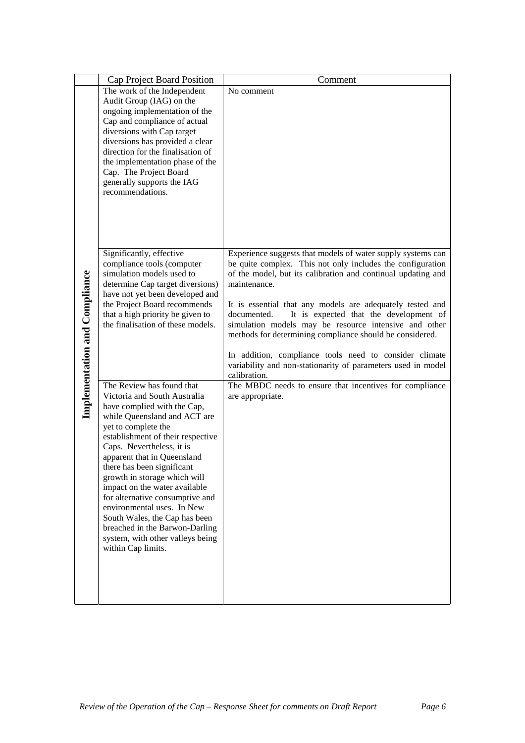| | Cap Project Board Position | Comment |
|---|---|---|
| **Implementation and Compliance** | The work of the Independent Audit Group (IAG) on the ongoing implementation of the Cap and compliance of actual diversions with Cap target diversions has provided a clear direction for the finalisation of the implementation phase of the Cap. The Project Board generally supports the IAG recommendations. | No comment |
| | Significantly, effective compliance tools (computer simulation models used to determine Cap target diversions) have not yet been developed and the Project Board recommends that a high priority be given to the finalisation of these models. | Experience suggests that models of water supply systems can be quite complex. This not only includes the configuration of the model, but its calibration and continual updating and maintenance.<br><br>It is essential that any models are adequately tested and documented. It is expected that the development of simulation models may be resource intensive and other methods for determining compliance should be considered.<br><br>In addition, compliance tools need to consider climate variability and non-stationarity of parameters used in model calibration. |
| | The Review has found that Victoria and South Australia have complied with the Cap, while Queensland and ACT are yet to complete the establishment of their respective Caps. Nevertheless, it is apparent that in Queensland there has been significant growth in storage which will impact on the water available for alternative consumptive and environmental uses. In New South Wales, the Cap has been breached in the Barwon-Darling system, with other valleys being within Cap limits. | The MBDC needs to ensure that incentives for compliance are appropriate. |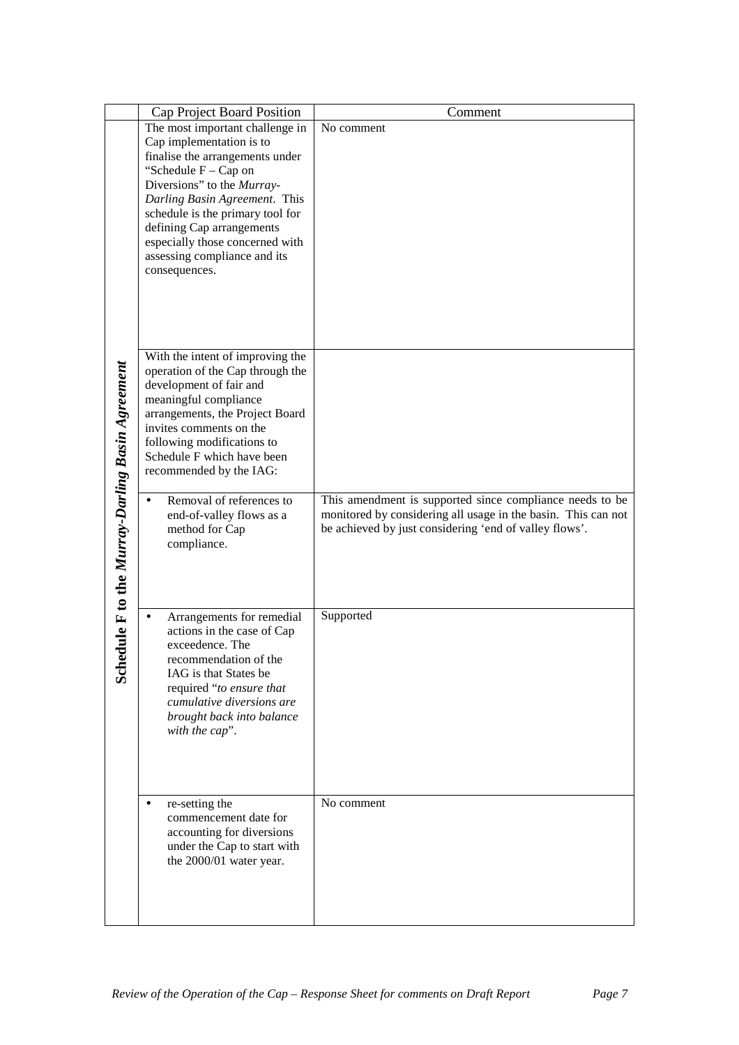| | Cap Project Board Position | Comment |
|---|---|---|
| ***Schedule F to the Murray-Darling Basin Agreement*** | The most important challenge in Cap implementation is to finalise the arrangements under "Schedule F – Cap on Diversions" to the *Murray-Darling Basin Agreement*. This schedule is the primary tool for defining Cap arrangements especially those concerned with assessing compliance and its consequences. | No comment |
| | With the intent of improving the operation of the Cap through the development of fair and meaningful compliance arrangements, the Project Board invites comments on the following modifications to Schedule F which have been recommended by the IAG: | |
| | • Removal of references to end-of-valley flows as a method for Cap compliance. | This amendment is supported since compliance needs to be monitored by considering all usage in the basin. This can not be achieved by just considering 'end of valley flows'. |
| | • Arrangements for remedial actions in the case of Cap exceedence. The recommendation of the IAG is that States be required "*to ensure that cumulative diversions are brought back into balance with the cap*". | Supported |
| | • re-setting the commencement date for accounting for diversions under the Cap to start with the 2000/01 water year. | No comment |

*Review of the Operation of the Cap – Response Sheet for comments on Draft Report*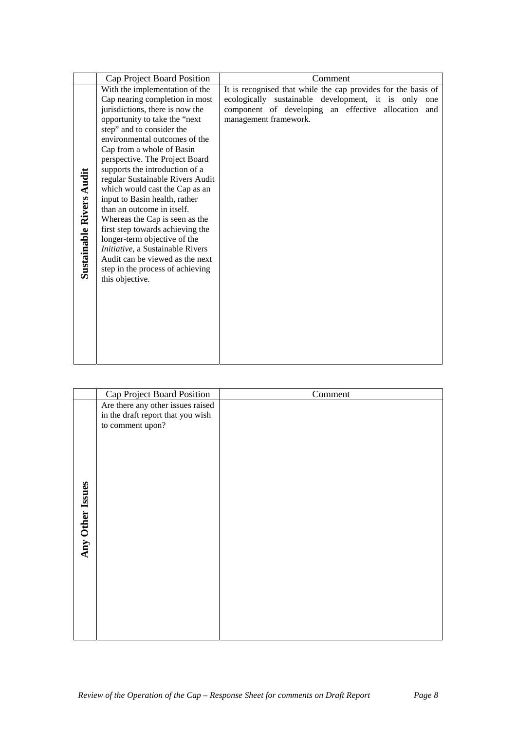| | Cap Project Board Position | Comment |
|---|---|---|
| **Sustainable Rivers Audit** | With the implementation of the Cap nearing completion in most jurisdictions, there is now the opportunity to take the "next step" and to consider the environmental outcomes of the Cap from a whole of Basin perspective. The Project Board supports the introduction of a regular Sustainable Rivers Audit which would cast the Cap as an input to Basin health, rather than an outcome in itself. Whereas the Cap is seen as the first step towards achieving the longer-term objective of the *Initiative*, a Sustainable Rivers Audit can be viewed as the next step in the process of achieving this objective. | It is recognised that while the cap provides for the basis of ecologically sustainable development, it is only one component of developing an effective allocation and management framework. |

| | Cap Project Board Position | Comment |
|---|---|---|
| **Any Other Issues** | Are there any other issues raised in the draft report that you wish to comment upon? | |